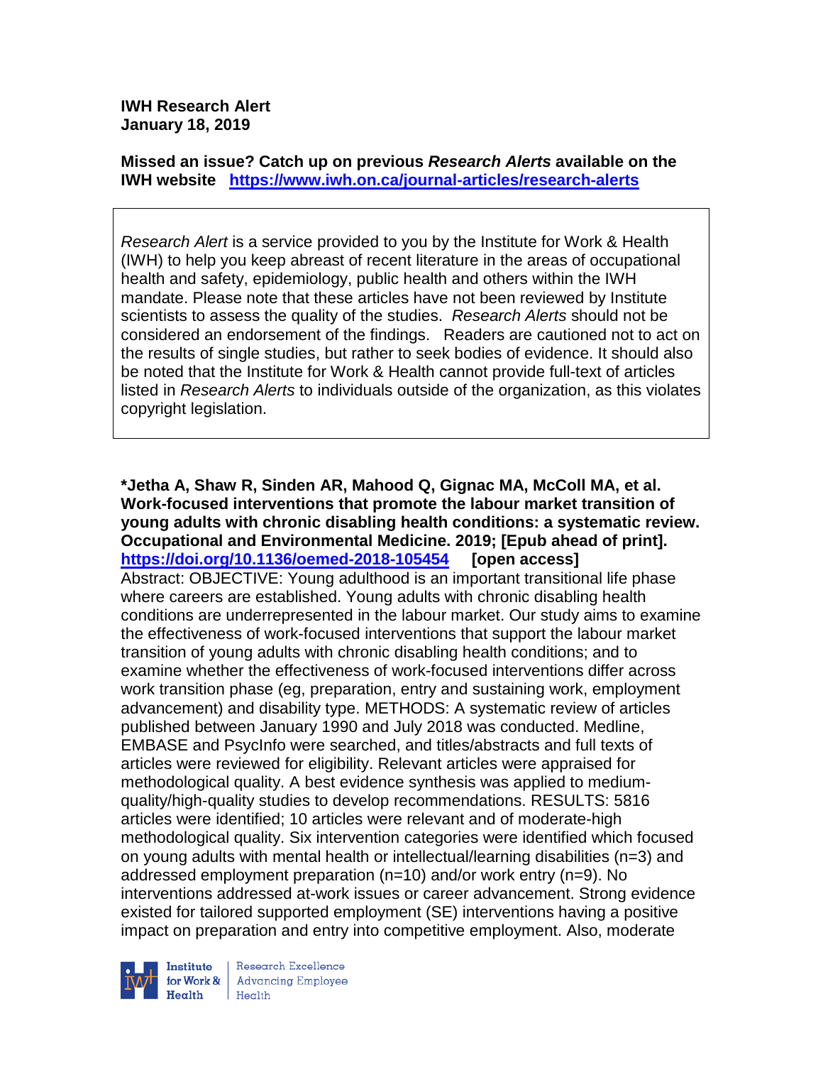**IWH Research Alert**
**January 18, 2019**

**Missed an issue? Catch up on previous *Research Alerts* available on the IWH website [https://www.iwh.on.ca/journal-articles/research-alerts](https://www.iwh.on.ca/journal-articles/research-alerts)**

*Research Alert* is a service provided to you by the Institute for Work & Health (IWH) to help you keep abreast of recent literature in the areas of occupational health and safety, epidemiology, public health and others within the IWH mandate. Please note that these articles have not been reviewed by Institute scientists to assess the quality of the studies. *Research Alerts* should not be considered an endorsement of the findings. Readers are cautioned not to act on the results of single studies, but rather to seek bodies of evidence. It should also be noted that the Institute for Work & Health cannot provide full-text of articles listed in *Research Alerts* to individuals outside of the organization, as this violates copyright legislation.

**\*Jetha A, Shaw R, Sinden AR, Mahood Q, Gignac MA, McColl MA, et al. Work-focused interventions that promote the labour market transition of young adults with chronic disabling health conditions: a systematic review. Occupational and Environmental Medicine. 2019; [Epub ahead of print]. [https://doi.org/10.1136/oemed-2018-105454](https://doi.org/10.1136/oemed-2018-105454) [open access]**

Abstract: OBJECTIVE: Young adulthood is an important transitional life phase where careers are established. Young adults with chronic disabling health conditions are underrepresented in the labour market. Our study aims to examine the effectiveness of work-focused interventions that support the labour market transition of young adults with chronic disabling health conditions; and to examine whether the effectiveness of work-focused interventions differ across work transition phase (eg, preparation, entry and sustaining work, employment advancement) and disability type. METHODS: A systematic review of articles published between January 1990 and July 2018 was conducted. Medline, EMBASE and PsycInfo were searched, and titles/abstracts and full texts of articles were reviewed for eligibility. Relevant articles were appraised for methodological quality. A best evidence synthesis was applied to medium-quality/high-quality studies to develop recommendations. RESULTS: 5816 articles were identified; 10 articles were relevant and of moderate-high methodological quality. Six intervention categories were identified which focused on young adults with mental health or intellectual/learning disabilities (n=3) and addressed employment preparation (n=10) and/or work entry (n=9). No interventions addressed at-work issues or career advancement. Strong evidence existed for tailored supported employment (SE) interventions having a positive impact on preparation and entry into competitive employment. Also, moderate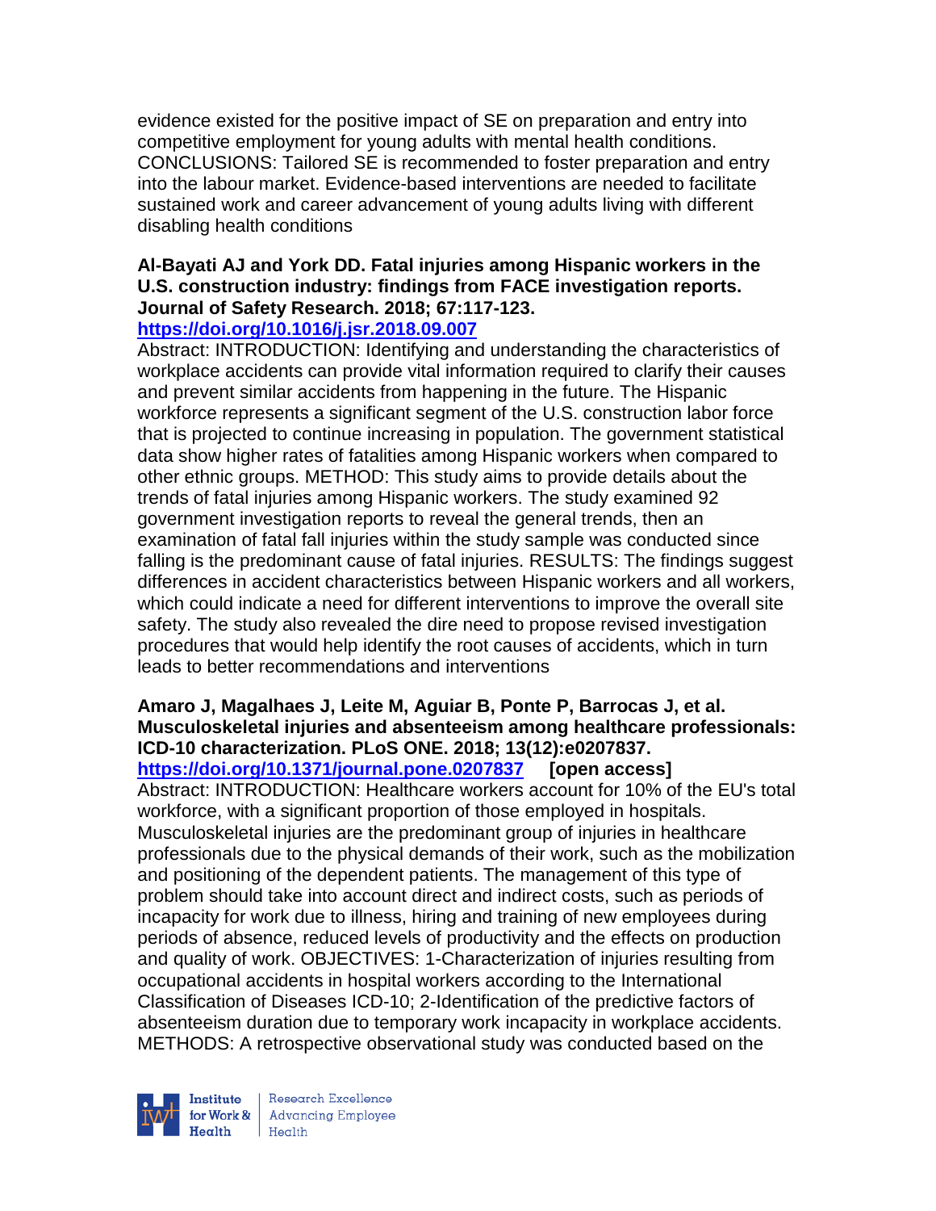evidence existed for the positive impact of SE on preparation and entry into competitive employment for young adults with mental health conditions. CONCLUSIONS: Tailored SE is recommended to foster preparation and entry into the labour market. Evidence-based interventions are needed to facilitate sustained work and career advancement of young adults living with different disabling health conditions

**Al-Bayati AJ and York DD. Fatal injuries among Hispanic workers in the U.S. construction industry: findings from FACE investigation reports. Journal of Safety Research. 2018; 67:117-123.**
**https://doi.org/10.1016/j.jsr.2018.09.007**
Abstract: INTRODUCTION: Identifying and understanding the characteristics of workplace accidents can provide vital information required to clarify their causes and prevent similar accidents from happening in the future. The Hispanic workforce represents a significant segment of the U.S. construction labor force that is projected to continue increasing in population. The government statistical data show higher rates of fatalities among Hispanic workers when compared to other ethnic groups. METHOD: This study aims to provide details about the trends of fatal injuries among Hispanic workers. The study examined 92 government investigation reports to reveal the general trends, then an examination of fatal fall injuries within the study sample was conducted since falling is the predominant cause of fatal injuries. RESULTS: The findings suggest differences in accident characteristics between Hispanic workers and all workers, which could indicate a need for different interventions to improve the overall site safety. The study also revealed the dire need to propose revised investigation procedures that would help identify the root causes of accidents, which in turn leads to better recommendations and interventions

**Amaro J, Magalhaes J, Leite M, Aguiar B, Ponte P, Barrocas J, et al. Musculoskeletal injuries and absenteeism among healthcare professionals: ICD-10 characterization. PLoS ONE. 2018; 13(12):e0207837.**
**https://doi.org/10.1371/journal.pone.0207837 [open access]**
Abstract: INTRODUCTION: Healthcare workers account for 10% of the EU's total workforce, with a significant proportion of those employed in hospitals. Musculoskeletal injuries are the predominant group of injuries in healthcare professionals due to the physical demands of their work, such as the mobilization and positioning of the dependent patients. The management of this type of problem should take into account direct and indirect costs, such as periods of incapacity for work due to illness, hiring and training of new employees during periods of absence, reduced levels of productivity and the effects on production and quality of work. OBJECTIVES: 1-Characterization of injuries resulting from occupational accidents in hospital workers according to the International Classification of Diseases ICD-10; 2-Identification of the predictive factors of absenteeism duration due to temporary work incapacity in workplace accidents. METHODS: A retrospective observational study was conducted based on the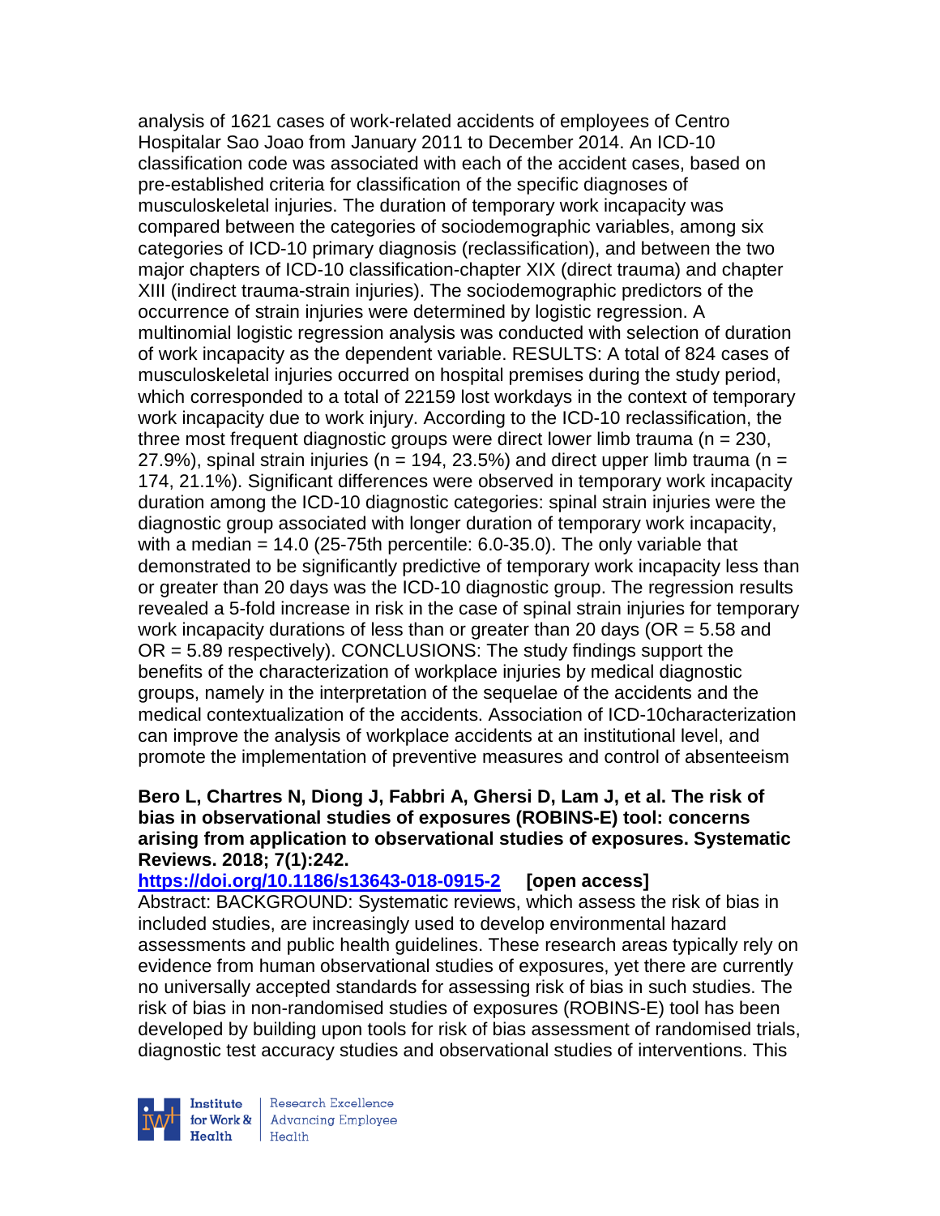analysis of 1621 cases of work-related accidents of employees of Centro Hospitalar Sao Joao from January 2011 to December 2014. An ICD-10 classification code was associated with each of the accident cases, based on pre-established criteria for classification of the specific diagnoses of musculoskeletal injuries. The duration of temporary work incapacity was compared between the categories of sociodemographic variables, among six categories of ICD-10 primary diagnosis (reclassification), and between the two major chapters of ICD-10 classification-chapter XIX (direct trauma) and chapter XIII (indirect trauma-strain injuries). The sociodemographic predictors of the occurrence of strain injuries were determined by logistic regression. A multinomial logistic regression analysis was conducted with selection of duration of work incapacity as the dependent variable. RESULTS: A total of 824 cases of musculoskeletal injuries occurred on hospital premises during the study period, which corresponded to a total of 22159 lost workdays in the context of temporary work incapacity due to work injury. According to the ICD-10 reclassification, the three most frequent diagnostic groups were direct lower limb trauma (n = 230, 27.9%), spinal strain injuries (n = 194, 23.5%) and direct upper limb trauma (n = 174, 21.1%). Significant differences were observed in temporary work incapacity duration among the ICD-10 diagnostic categories: spinal strain injuries were the diagnostic group associated with longer duration of temporary work incapacity, with a median = 14.0 (25-75th percentile: 6.0-35.0). The only variable that demonstrated to be significantly predictive of temporary work incapacity less than or greater than 20 days was the ICD-10 diagnostic group. The regression results revealed a 5-fold increase in risk in the case of spinal strain injuries for temporary work incapacity durations of less than or greater than 20 days (OR = 5.58 and OR = 5.89 respectively). CONCLUSIONS: The study findings support the benefits of the characterization of workplace injuries by medical diagnostic groups, namely in the interpretation of the sequelae of the accidents and the medical contextualization of the accidents. Association of ICD-10characterization can improve the analysis of workplace accidents at an institutional level, and promote the implementation of preventive measures and control of absenteeism

**Bero L, Chartres N, Diong J, Fabbri A, Ghersi D, Lam J, et al. The risk of bias in observational studies of exposures (ROBINS-E) tool: concerns arising from application to observational studies of exposures. Systematic Reviews. 2018; 7(1):242.**

**https://doi.org/10.1186/s13643-018-0915-2 [open access]**

Abstract: BACKGROUND: Systematic reviews, which assess the risk of bias in included studies, are increasingly used to develop environmental hazard assessments and public health guidelines. These research areas typically rely on evidence from human observational studies of exposures, yet there are currently no universally accepted standards for assessing risk of bias in such studies. The risk of bias in non-randomised studies of exposures (ROBINS-E) tool has been developed by building upon tools for risk of bias assessment of randomised trials, diagnostic test accuracy studies and observational studies of interventions. This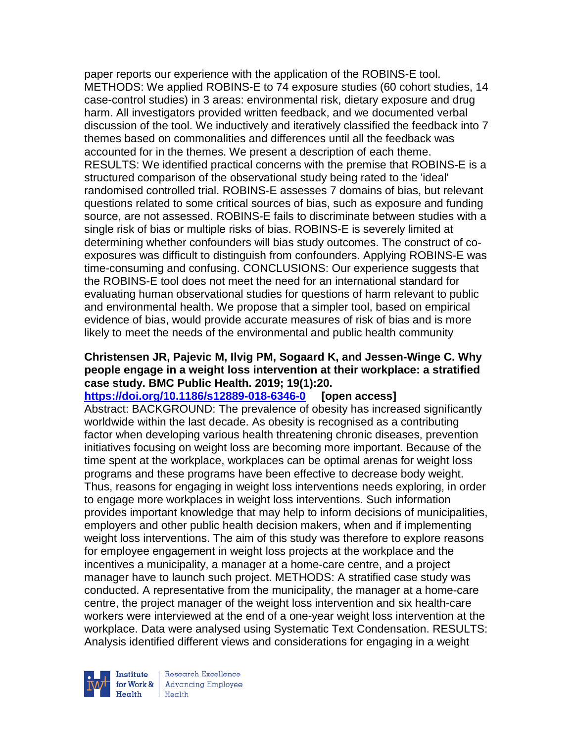paper reports our experience with the application of the ROBINS-E tool. METHODS: We applied ROBINS-E to 74 exposure studies (60 cohort studies, 14 case-control studies) in 3 areas: environmental risk, dietary exposure and drug harm. All investigators provided written feedback, and we documented verbal discussion of the tool. We inductively and iteratively classified the feedback into 7 themes based on commonalities and differences until all the feedback was accounted for in the themes. We present a description of each theme. RESULTS: We identified practical concerns with the premise that ROBINS-E is a structured comparison of the observational study being rated to the 'ideal' randomised controlled trial. ROBINS-E assesses 7 domains of bias, but relevant questions related to some critical sources of bias, such as exposure and funding source, are not assessed. ROBINS-E fails to discriminate between studies with a single risk of bias or multiple risks of bias. ROBINS-E is severely limited at determining whether confounders will bias study outcomes. The construct of co-exposures was difficult to distinguish from confounders. Applying ROBINS-E was time-consuming and confusing. CONCLUSIONS: Our experience suggests that the ROBINS-E tool does not meet the need for an international standard for evaluating human observational studies for questions of harm relevant to public and environmental health. We propose that a simpler tool, based on empirical evidence of bias, would provide accurate measures of risk of bias and is more likely to meet the needs of the environmental and public health community

**Christensen JR, Pajevic M, Ilvig PM, Sogaard K, and Jessen-Winge C. Why people engage in a weight loss intervention at their workplace: a stratified case study. BMC Public Health. 2019; 19(1):20.**
**https://doi.org/10.1186/s12889-018-6346-0** **[open access]**
Abstract: BACKGROUND: The prevalence of obesity has increased significantly worldwide within the last decade. As obesity is recognised as a contributing factor when developing various health threatening chronic diseases, prevention initiatives focusing on weight loss are becoming more important. Because of the time spent at the workplace, workplaces can be optimal arenas for weight loss programs and these programs have been effective to decrease body weight. Thus, reasons for engaging in weight loss interventions needs exploring, in order to engage more workplaces in weight loss interventions. Such information provides important knowledge that may help to inform decisions of municipalities, employers and other public health decision makers, when and if implementing weight loss interventions. The aim of this study was therefore to explore reasons for employee engagement in weight loss projects at the workplace and the incentives a municipality, a manager at a home-care centre, and a project manager have to launch such project. METHODS: A stratified case study was conducted. A representative from the municipality, the manager at a home-care centre, the project manager of the weight loss intervention and six health-care workers were interviewed at the end of a one-year weight loss intervention at the workplace. Data were analysed using Systematic Text Condensation. RESULTS: Analysis identified different views and considerations for engaging in a weight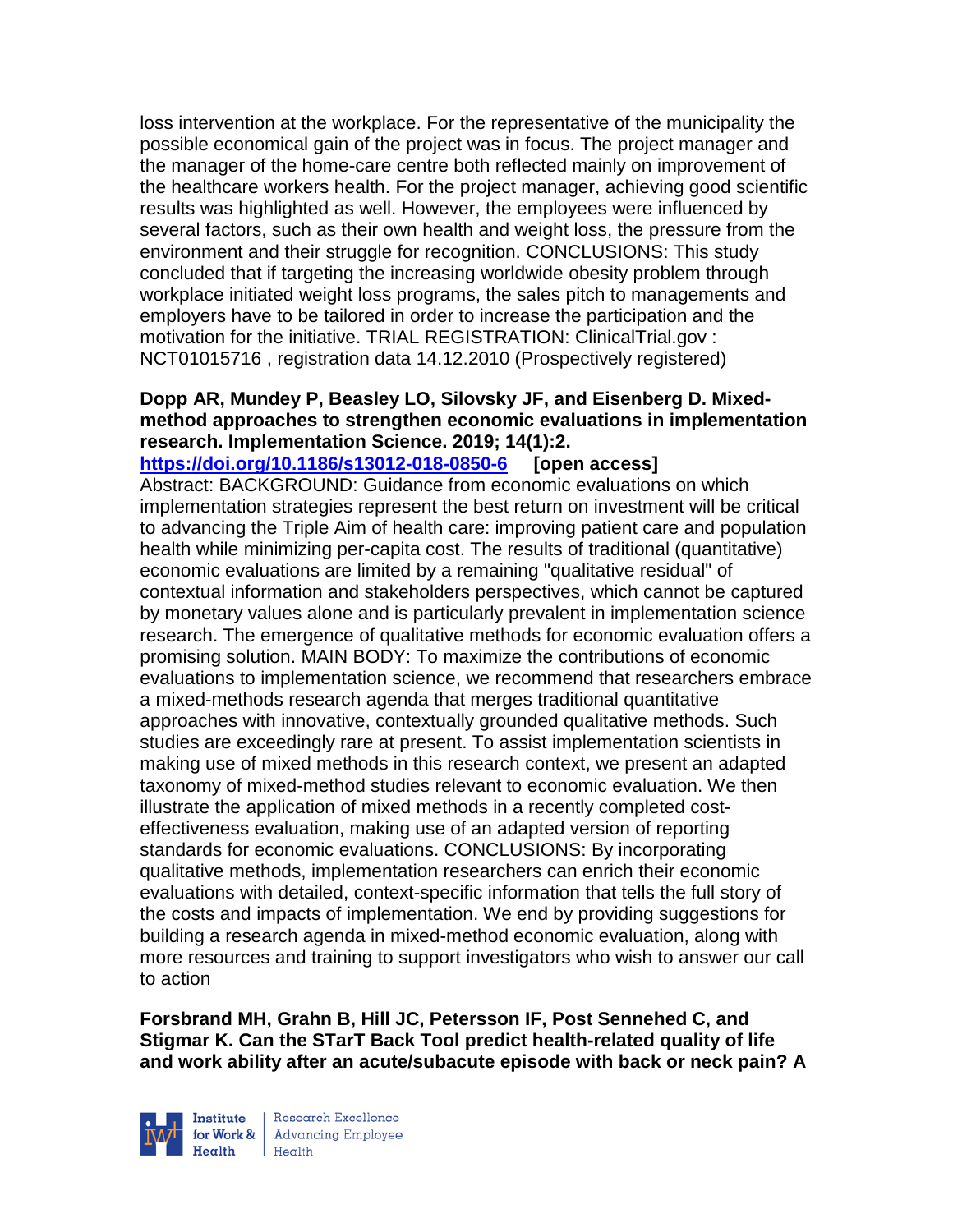loss intervention at the workplace. For the representative of the municipality the possible economical gain of the project was in focus. The project manager and the manager of the home-care centre both reflected mainly on improvement of the healthcare workers health. For the project manager, achieving good scientific results was highlighted as well. However, the employees were influenced by several factors, such as their own health and weight loss, the pressure from the environment and their struggle for recognition. CONCLUSIONS: This study concluded that if targeting the increasing worldwide obesity problem through workplace initiated weight loss programs, the sales pitch to managements and employers have to be tailored in order to increase the participation and the motivation for the initiative. TRIAL REGISTRATION: ClinicalTrial.gov : NCT01015716 , registration data 14.12.2010 (Prospectively registered)

**Dopp AR, Mundey P, Beasley LO, Silovsky JF, and Eisenberg D. Mixed-method approaches to strengthen economic evaluations in implementation research. Implementation Science. 2019; 14(1):2.**

**https://doi.org/10.1186/s13012-018-0850-6 [open access]**

Abstract: BACKGROUND: Guidance from economic evaluations on which implementation strategies represent the best return on investment will be critical to advancing the Triple Aim of health care: improving patient care and population health while minimizing per-capita cost. The results of traditional (quantitative) economic evaluations are limited by a remaining "qualitative residual" of contextual information and stakeholders perspectives, which cannot be captured by monetary values alone and is particularly prevalent in implementation science research. The emergence of qualitative methods for economic evaluation offers a promising solution. MAIN BODY: To maximize the contributions of economic evaluations to implementation science, we recommend that researchers embrace a mixed-methods research agenda that merges traditional quantitative approaches with innovative, contextually grounded qualitative methods. Such studies are exceedingly rare at present. To assist implementation scientists in making use of mixed methods in this research context, we present an adapted taxonomy of mixed-method studies relevant to economic evaluation. We then illustrate the application of mixed methods in a recently completed cost-effectiveness evaluation, making use of an adapted version of reporting standards for economic evaluations. CONCLUSIONS: By incorporating qualitative methods, implementation researchers can enrich their economic evaluations with detailed, context-specific information that tells the full story of the costs and impacts of implementation. We end by providing suggestions for building a research agenda in mixed-method economic evaluation, along with more resources and training to support investigators who wish to answer our call to action

**Forsbrand MH, Grahn B, Hill JC, Petersson IF, Post Sennehed C, and Stigmar K. Can the STarT Back Tool predict health-related quality of life and work ability after an acute/subacute episode with back or neck pain? A**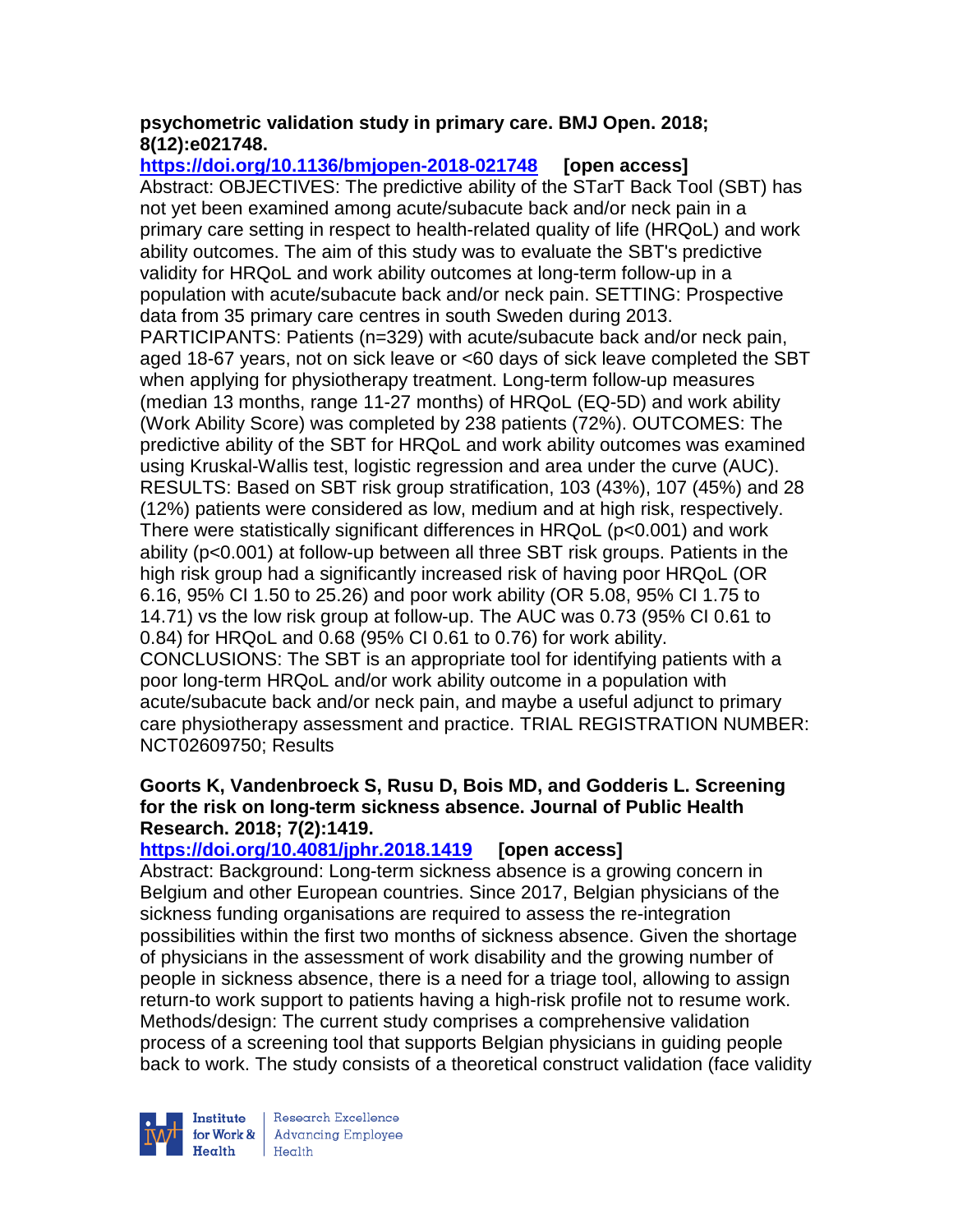**psychometric validation study in primary care. BMJ Open. 2018; 8(12):e021748.**

**https://doi.org/10.1136/bmjopen-2018-021748** **[open access]**

Abstract: OBJECTIVES: The predictive ability of the STarT Back Tool (SBT) has not yet been examined among acute/subacute back and/or neck pain in a primary care setting in respect to health-related quality of life (HRQoL) and work ability outcomes. The aim of this study was to evaluate the SBT's predictive validity for HRQoL and work ability outcomes at long-term follow-up in a population with acute/subacute back and/or neck pain. SETTING: Prospective data from 35 primary care centres in south Sweden during 2013. PARTICIPANTS: Patients (n=329) with acute/subacute back and/or neck pain, aged 18-67 years, not on sick leave or <60 days of sick leave completed the SBT when applying for physiotherapy treatment. Long-term follow-up measures (median 13 months, range 11-27 months) of HRQoL (EQ-5D) and work ability (Work Ability Score) was completed by 238 patients (72%). OUTCOMES: The predictive ability of the SBT for HRQoL and work ability outcomes was examined using Kruskal-Wallis test, logistic regression and area under the curve (AUC). RESULTS: Based on SBT risk group stratification, 103 (43%), 107 (45%) and 28 (12%) patients were considered as low, medium and at high risk, respectively. There were statistically significant differences in HRQoL ($p<0.001$) and work ability ($p<0.001$) at follow-up between all three SBT risk groups. Patients in the high risk group had a significantly increased risk of having poor HRQoL (OR 6.16, 95% CI 1.50 to 25.26) and poor work ability (OR 5.08, 95% CI 1.75 to 14.71) vs the low risk group at follow-up. The AUC was 0.73 (95% CI 0.61 to 0.84) for HRQoL and 0.68 (95% CI 0.61 to 0.76) for work ability. CONCLUSIONS: The SBT is an appropriate tool for identifying patients with a poor long-term HRQoL and/or work ability outcome in a population with acute/subacute back and/or neck pain, and maybe a useful adjunct to primary care physiotherapy assessment and practice. TRIAL REGISTRATION NUMBER: NCT02609750; Results

**Goorts K, Vandenbroeck S, Rusu D, Bois MD, and Godderis L. Screening for the risk on long-term sickness absence. Journal of Public Health Research. 2018; 7(2):1419.**

**https://doi.org/10.4081/jphr.2018.1419** **[open access]**

Abstract: Background: Long-term sickness absence is a growing concern in Belgium and other European countries. Since 2017, Belgian physicians of the sickness funding organisations are required to assess the re-integration possibilities within the first two months of sickness absence. Given the shortage of physicians in the assessment of work disability and the growing number of people in sickness absence, there is a need for a triage tool, allowing to assign return-to work support to patients having a high-risk profile not to resume work. Methods/design: The current study comprises a comprehensive validation process of a screening tool that supports Belgian physicians in guiding people back to work. The study consists of a theoretical construct validation (face validity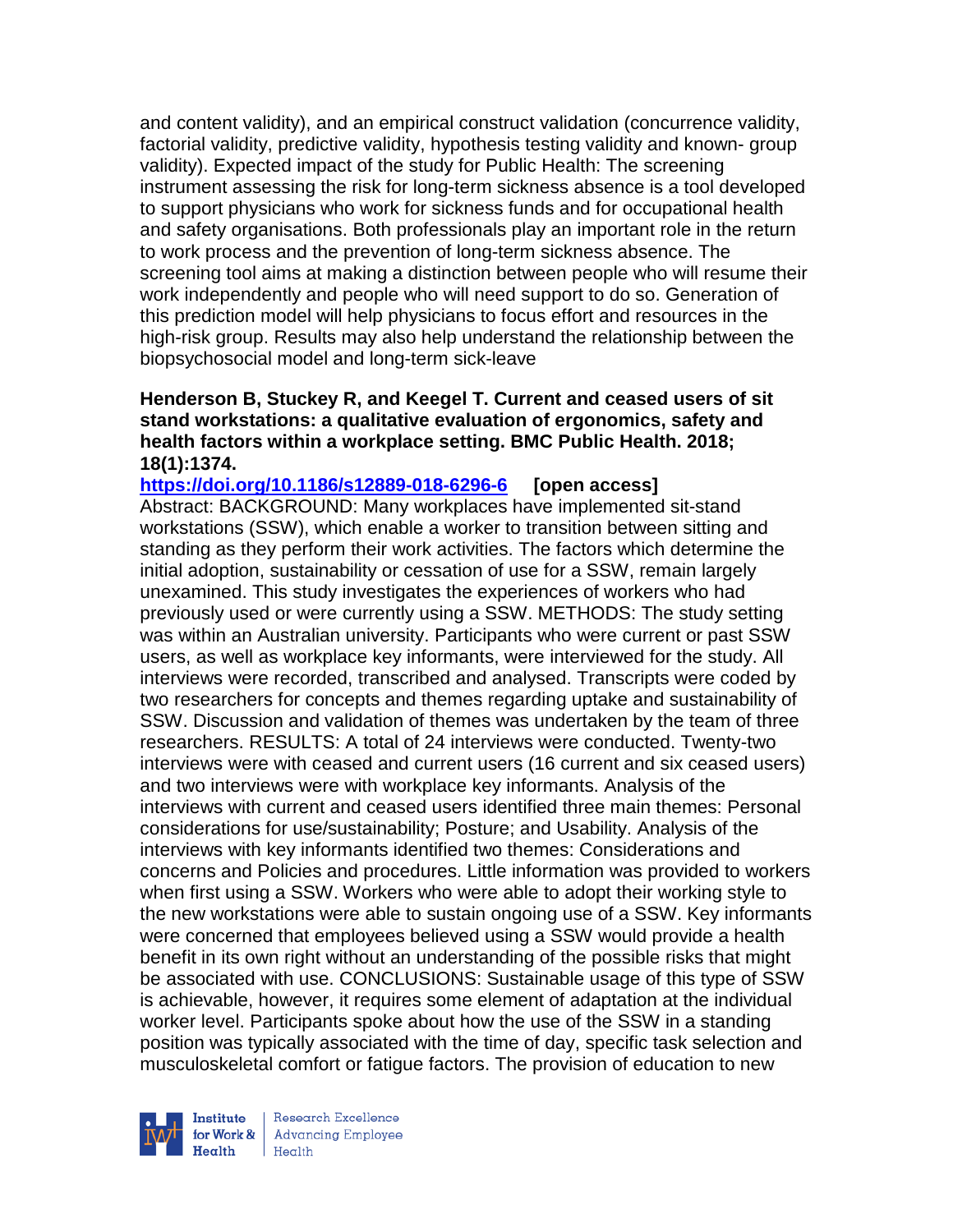and content validity), and an empirical construct validation (concurrence validity, factorial validity, predictive validity, hypothesis testing validity and known- group validity). Expected impact of the study for Public Health: The screening instrument assessing the risk for long-term sickness absence is a tool developed to support physicians who work for sickness funds and for occupational health and safety organisations. Both professionals play an important role in the return to work process and the prevention of long-term sickness absence. The screening tool aims at making a distinction between people who will resume their work independently and people who will need support to do so. Generation of this prediction model will help physicians to focus effort and resources in the high-risk group. Results may also help understand the relationship between the biopsychosocial model and long-term sick-leave

**Henderson B, Stuckey R, and Keegel T. Current and ceased users of sit stand workstations: a qualitative evaluation of ergonomics, safety and health factors within a workplace setting. BMC Public Health. 2018; 18(1):1374.**

**https://doi.org/10.1186/s12889-018-6296-6 [open access]**

Abstract: BACKGROUND: Many workplaces have implemented sit-stand workstations (SSW), which enable a worker to transition between sitting and standing as they perform their work activities. The factors which determine the initial adoption, sustainability or cessation of use for a SSW, remain largely unexamined. This study investigates the experiences of workers who had previously used or were currently using a SSW. METHODS: The study setting was within an Australian university. Participants who were current or past SSW users, as well as workplace key informants, were interviewed for the study. All interviews were recorded, transcribed and analysed. Transcripts were coded by two researchers for concepts and themes regarding uptake and sustainability of SSW. Discussion and validation of themes was undertaken by the team of three researchers. RESULTS: A total of 24 interviews were conducted. Twenty-two interviews were with ceased and current users (16 current and six ceased users) and two interviews were with workplace key informants. Analysis of the interviews with current and ceased users identified three main themes: Personal considerations for use/sustainability; Posture; and Usability. Analysis of the interviews with key informants identified two themes: Considerations and concerns and Policies and procedures. Little information was provided to workers when first using a SSW. Workers who were able to adopt their working style to the new workstations were able to sustain ongoing use of a SSW. Key informants were concerned that employees believed using a SSW would provide a health benefit in its own right without an understanding of the possible risks that might be associated with use. CONCLUSIONS: Sustainable usage of this type of SSW is achievable, however, it requires some element of adaptation at the individual worker level. Participants spoke about how the use of the SSW in a standing position was typically associated with the time of day, specific task selection and musculoskeletal comfort or fatigue factors. The provision of education to new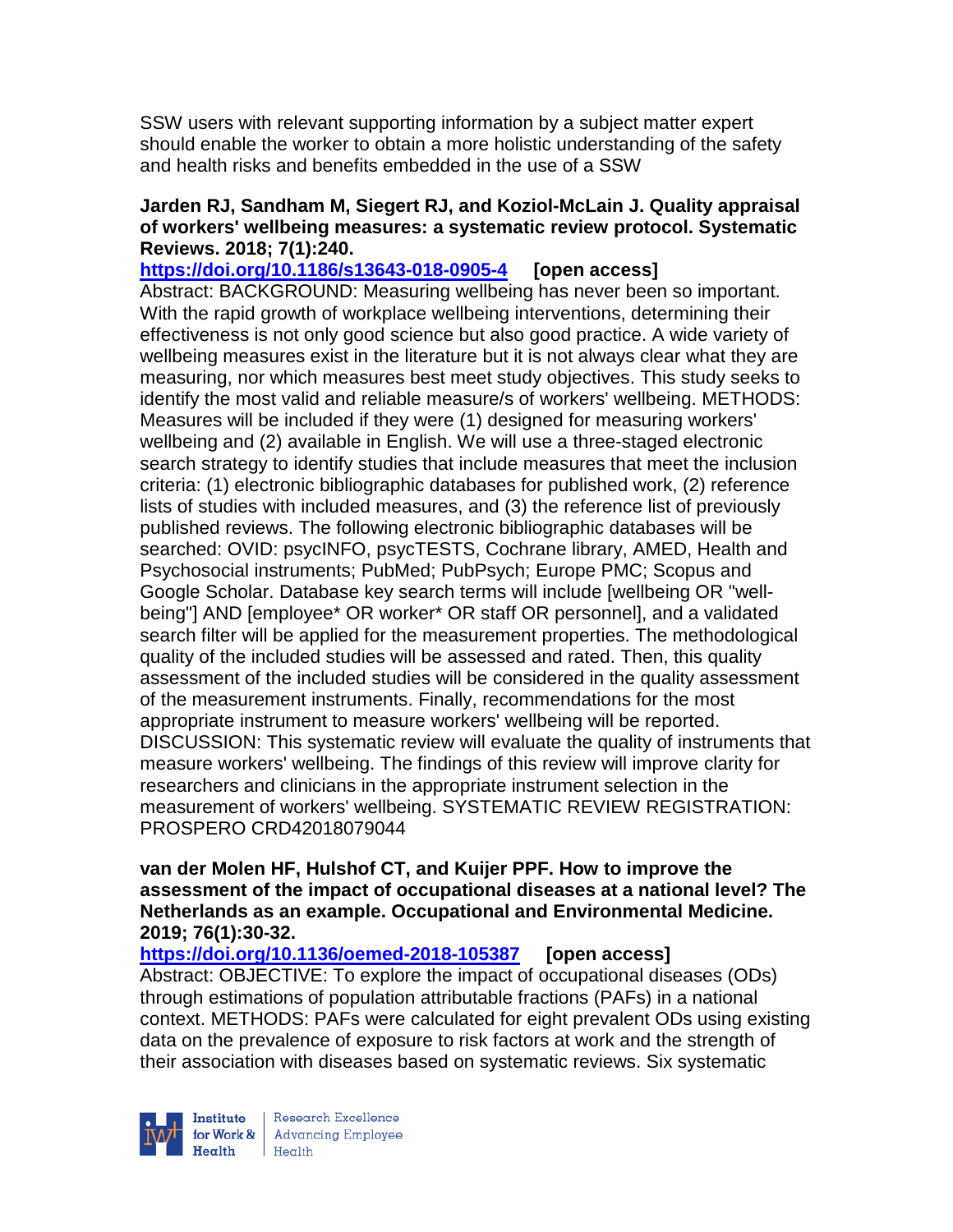SSW users with relevant supporting information by a subject matter expert should enable the worker to obtain a more holistic understanding of the safety and health risks and benefits embedded in the use of a SSW

**Jarden RJ, Sandham M, Siegert RJ, and Koziol-McLain J. Quality appraisal of workers' wellbeing measures: a systematic review protocol. Systematic Reviews. 2018; 7(1):240.**

**https://doi.org/10.1186/s13643-018-0905-4 [open access]**

Abstract: BACKGROUND: Measuring wellbeing has never been so important. With the rapid growth of workplace wellbeing interventions, determining their effectiveness is not only good science but also good practice. A wide variety of wellbeing measures exist in the literature but it is not always clear what they are measuring, nor which measures best meet study objectives. This study seeks to identify the most valid and reliable measure/s of workers' wellbeing. METHODS: Measures will be included if they were (1) designed for measuring workers' wellbeing and (2) available in English. We will use a three-staged electronic search strategy to identify studies that include measures that meet the inclusion criteria: (1) electronic bibliographic databases for published work, (2) reference lists of studies with included measures, and (3) the reference list of previously published reviews. The following electronic bibliographic databases will be searched: OVID: psycINFO, psycTESTS, Cochrane library, AMED, Health and Psychosocial instruments; PubMed; PubPsych; Europe PMC; Scopus and Google Scholar. Database key search terms will include [wellbeing OR "well-being"] AND [employee* OR worker* OR staff OR personnel], and a validated search filter will be applied for the measurement properties. The methodological quality of the included studies will be assessed and rated. Then, this quality assessment of the included studies will be considered in the quality assessment of the measurement instruments. Finally, recommendations for the most appropriate instrument to measure workers' wellbeing will be reported. DISCUSSION: This systematic review will evaluate the quality of instruments that measure workers' wellbeing. The findings of this review will improve clarity for researchers and clinicians in the appropriate instrument selection in the measurement of workers' wellbeing. SYSTEMATIC REVIEW REGISTRATION: PROSPERO CRD42018079044

**van der Molen HF, Hulshof CT, and Kuijer PPF. How to improve the assessment of the impact of occupational diseases at a national level? The Netherlands as an example. Occupational and Environmental Medicine. 2019; 76(1):30-32.**

**https://doi.org/10.1136/oemed-2018-105387 [open access]**

Abstract: OBJECTIVE: To explore the impact of occupational diseases (ODs) through estimations of population attributable fractions (PAFs) in a national context. METHODS: PAFs were calculated for eight prevalent ODs using existing data on the prevalence of exposure to risk factors at work and the strength of their association with diseases based on systematic reviews. Six systematic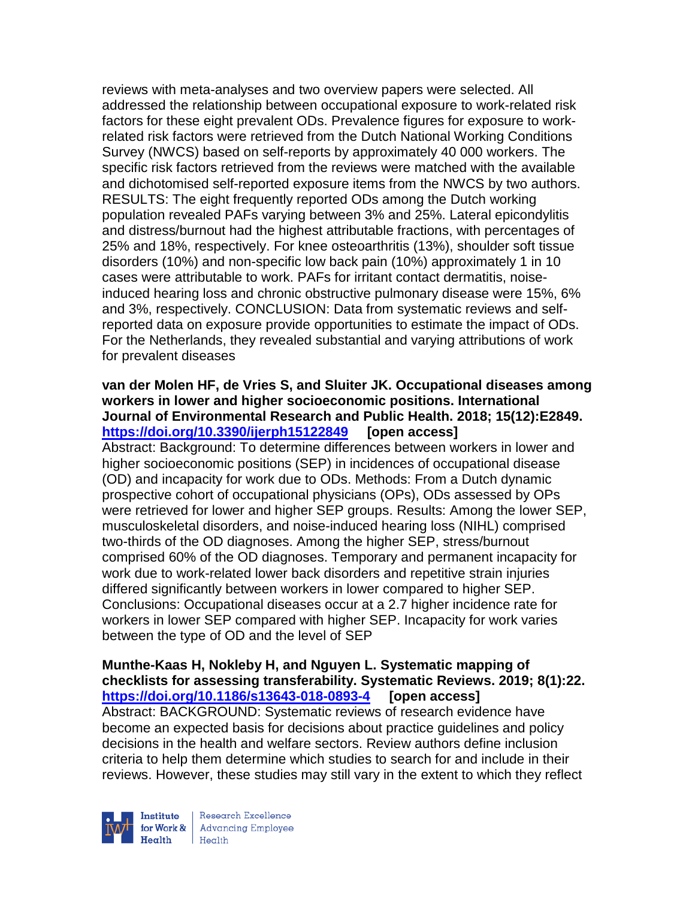reviews with meta-analyses and two overview papers were selected. All addressed the relationship between occupational exposure to work-related risk factors for these eight prevalent ODs. Prevalence figures for exposure to work-related risk factors were retrieved from the Dutch National Working Conditions Survey (NWCS) based on self-reports by approximately 40 000 workers. The specific risk factors retrieved from the reviews were matched with the available and dichotomised self-reported exposure items from the NWCS by two authors. RESULTS: The eight frequently reported ODs among the Dutch working population revealed PAFs varying between 3% and 25%. Lateral epicondylitis and distress/burnout had the highest attributable fractions, with percentages of 25% and 18%, respectively. For knee osteoarthritis (13%), shoulder soft tissue disorders (10%) and non-specific low back pain (10%) approximately 1 in 10 cases were attributable to work. PAFs for irritant contact dermatitis, noise-induced hearing loss and chronic obstructive pulmonary disease were 15%, 6% and 3%, respectively. CONCLUSION: Data from systematic reviews and self-reported data on exposure provide opportunities to estimate the impact of ODs. For the Netherlands, they revealed substantial and varying attributions of work for prevalent diseases

**van der Molen HF, de Vries S, and Sluiter JK. Occupational diseases among workers in lower and higher socioeconomic positions. International Journal of Environmental Research and Public Health. 2018; 15(12):E2849. https://doi.org/10.3390/ijerph15122849 [open access]**
Abstract: Background: To determine differences between workers in lower and higher socioeconomic positions (SEP) in incidences of occupational disease (OD) and incapacity for work due to ODs. Methods: From a Dutch dynamic prospective cohort of occupational physicians (OPs), ODs assessed by OPs were retrieved for lower and higher SEP groups. Results: Among the lower SEP, musculoskeletal disorders, and noise-induced hearing loss (NIHL) comprised two-thirds of the OD diagnoses. Among the higher SEP, stress/burnout comprised 60% of the OD diagnoses. Temporary and permanent incapacity for work due to work-related lower back disorders and repetitive strain injuries differed significantly between workers in lower compared to higher SEP. Conclusions: Occupational diseases occur at a 2.7 higher incidence rate for workers in lower SEP compared with higher SEP. Incapacity for work varies between the type of OD and the level of SEP

**Munthe-Kaas H, Nokleby H, and Nguyen L. Systematic mapping of checklists for assessing transferability. Systematic Reviews. 2019; 8(1):22. https://doi.org/10.1186/s13643-018-0893-4 [open access]**
Abstract: BACKGROUND: Systematic reviews of research evidence have become an expected basis for decisions about practice guidelines and policy decisions in the health and welfare sectors. Review authors define inclusion criteria to help them determine which studies to search for and include in their reviews. However, these studies may still vary in the extent to which they reflect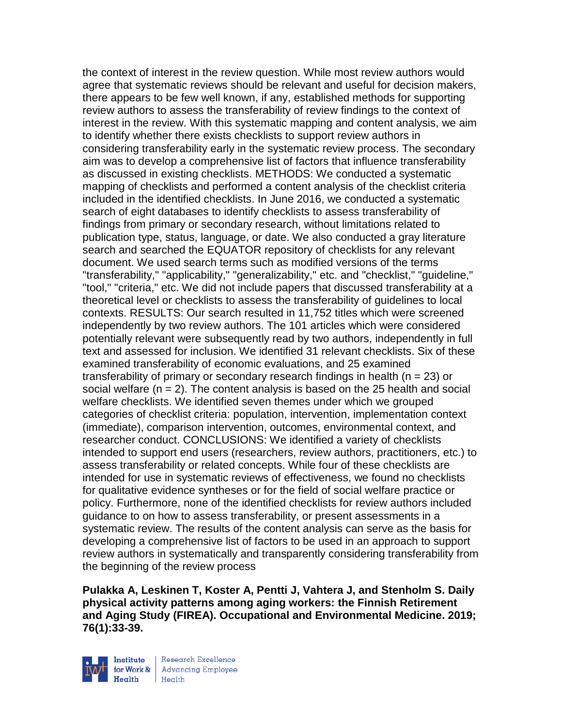the context of interest in the review question. While most review authors would agree that systematic reviews should be relevant and useful for decision makers, there appears to be few well known, if any, established methods for supporting review authors to assess the transferability of review findings to the context of interest in the review. With this systematic mapping and content analysis, we aim to identify whether there exists checklists to support review authors in considering transferability early in the systematic review process. The secondary aim was to develop a comprehensive list of factors that influence transferability as discussed in existing checklists. METHODS: We conducted a systematic mapping of checklists and performed a content analysis of the checklist criteria included in the identified checklists. In June 2016, we conducted a systematic search of eight databases to identify checklists to assess transferability of findings from primary or secondary research, without limitations related to publication type, status, language, or date. We also conducted a gray literature search and searched the EQUATOR repository of checklists for any relevant document. We used search terms such as modified versions of the terms "transferability," "applicability," "generalizability," etc. and "checklist," "guideline," "tool," "criteria," etc. We did not include papers that discussed transferability at a theoretical level or checklists to assess the transferability of guidelines to local contexts. RESULTS: Our search resulted in 11,752 titles which were screened independently by two review authors. The 101 articles which were considered potentially relevant were subsequently read by two authors, independently in full text and assessed for inclusion. We identified 31 relevant checklists. Six of these examined transferability of economic evaluations, and 25 examined transferability of primary or secondary research findings in health (n = 23) or social welfare (n = 2). The content analysis is based on the 25 health and social welfare checklists. We identified seven themes under which we grouped categories of checklist criteria: population, intervention, implementation context (immediate), comparison intervention, outcomes, environmental context, and researcher conduct. CONCLUSIONS: We identified a variety of checklists intended to support end users (researchers, review authors, practitioners, etc.) to assess transferability or related concepts. While four of these checklists are intended for use in systematic reviews of effectiveness, we found no checklists for qualitative evidence syntheses or for the field of social welfare practice or policy. Furthermore, none of the identified checklists for review authors included guidance to on how to assess transferability, or present assessments in a systematic review. The results of the content analysis can serve as the basis for developing a comprehensive list of factors to be used in an approach to support review authors in systematically and transparently considering transferability from the beginning of the review process

**Pulakka A, Leskinen T, Koster A, Pentti J, Vahtera J, and Stenholm S. Daily physical activity patterns among aging workers: the Finnish Retirement and Aging Study (FIREA). Occupational and Environmental Medicine. 2019; 76(1):33-39.**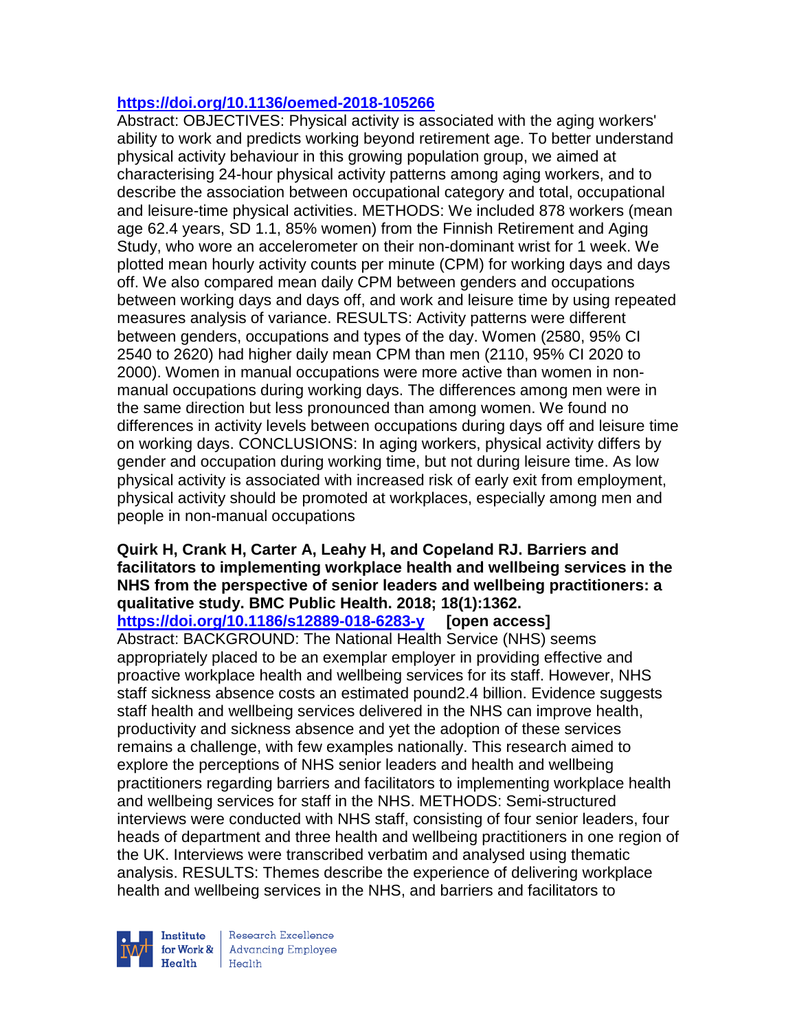https://doi.org/10.1136/oemed-2018-105266

Abstract: OBJECTIVES: Physical activity is associated with the aging workers' ability to work and predicts working beyond retirement age. To better understand physical activity behaviour in this growing population group, we aimed at characterising 24-hour physical activity patterns among aging workers, and to describe the association between occupational category and total, occupational and leisure-time physical activities. METHODS: We included 878 workers (mean age 62.4 years, SD 1.1, 85% women) from the Finnish Retirement and Aging Study, who wore an accelerometer on their non-dominant wrist for 1 week. We plotted mean hourly activity counts per minute (CPM) for working days and days off. We also compared mean daily CPM between genders and occupations between working days and days off, and work and leisure time by using repeated measures analysis of variance. RESULTS: Activity patterns were different between genders, occupations and types of the day. Women (2580, 95% CI 2540 to 2620) had higher daily mean CPM than men (2110, 95% CI 2020 to 2000). Women in manual occupations were more active than women in non-manual occupations during working days. The differences among men were in the same direction but less pronounced than among women. We found no differences in activity levels between occupations during days off and leisure time on working days. CONCLUSIONS: In aging workers, physical activity differs by gender and occupation during working time, but not during leisure time. As low physical activity is associated with increased risk of early exit from employment, physical activity should be promoted at workplaces, especially among men and people in non-manual occupations

**Quirk H, Crank H, Carter A, Leahy H, and Copeland RJ. Barriers and facilitators to implementing workplace health and wellbeing services in the NHS from the perspective of senior leaders and wellbeing practitioners: a qualitative study. BMC Public Health. 2018; 18(1):1362.**
https://doi.org/10.1186/s12889-018-6283-y **[open access]**

Abstract: BACKGROUND: The National Health Service (NHS) seems appropriately placed to be an exemplar employer in providing effective and proactive workplace health and wellbeing services for its staff. However, NHS staff sickness absence costs an estimated pound2.4 billion. Evidence suggests staff health and wellbeing services delivered in the NHS can improve health, productivity and sickness absence and yet the adoption of these services remains a challenge, with few examples nationally. This research aimed to explore the perceptions of NHS senior leaders and health and wellbeing practitioners regarding barriers and facilitators to implementing workplace health and wellbeing services for staff in the NHS. METHODS: Semi-structured interviews were conducted with NHS staff, consisting of four senior leaders, four heads of department and three health and wellbeing practitioners in one region of the UK. Interviews were transcribed verbatim and analysed using thematic analysis. RESULTS: Themes describe the experience of delivering workplace health and wellbeing services in the NHS, and barriers and facilitators to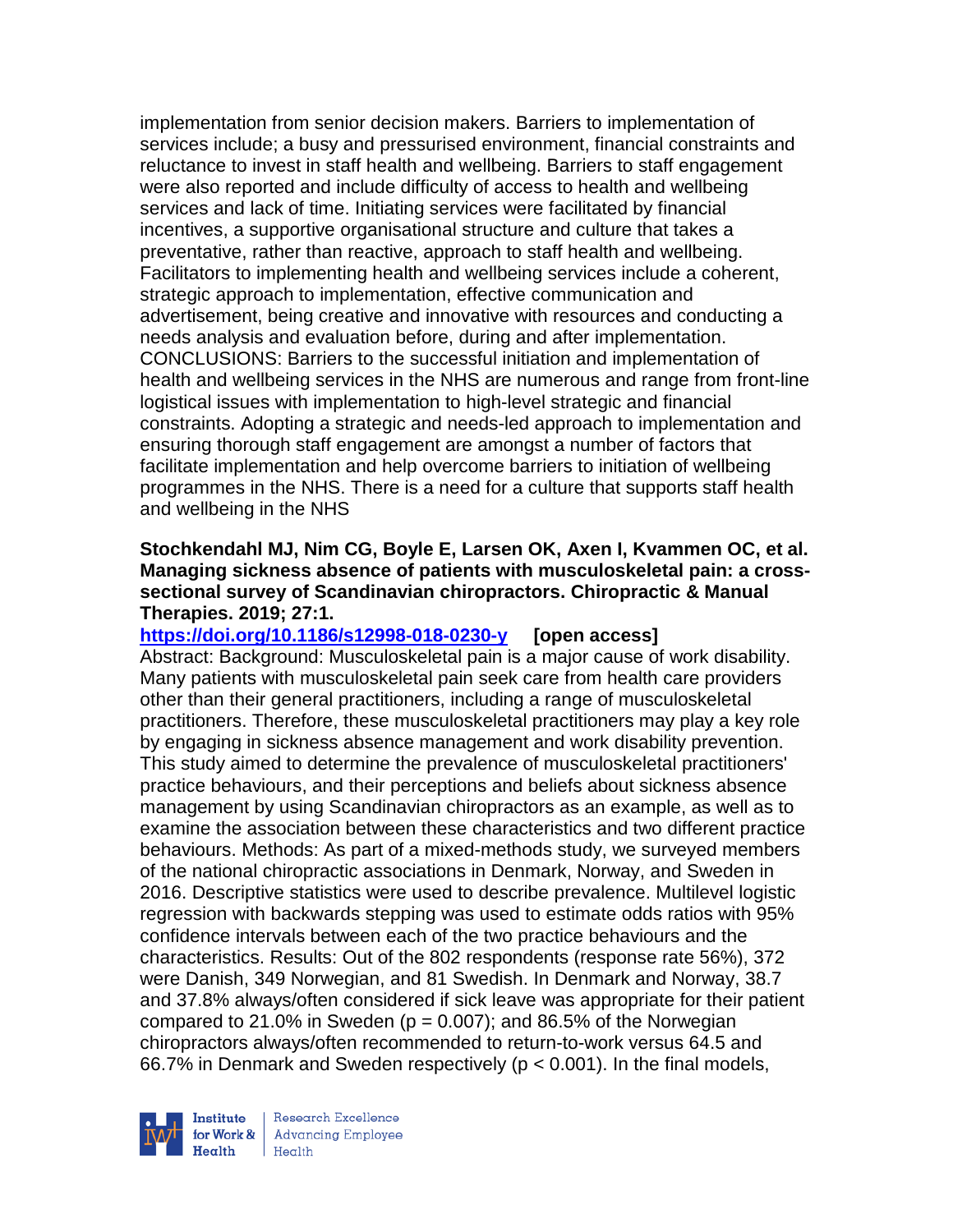implementation from senior decision makers. Barriers to implementation of services include; a busy and pressurised environment, financial constraints and reluctance to invest in staff health and wellbeing. Barriers to staff engagement were also reported and include difficulty of access to health and wellbeing services and lack of time. Initiating services were facilitated by financial incentives, a supportive organisational structure and culture that takes a preventative, rather than reactive, approach to staff health and wellbeing. Facilitators to implementing health and wellbeing services include a coherent, strategic approach to implementation, effective communication and advertisement, being creative and innovative with resources and conducting a needs analysis and evaluation before, during and after implementation. CONCLUSIONS: Barriers to the successful initiation and implementation of health and wellbeing services in the NHS are numerous and range from front-line logistical issues with implementation to high-level strategic and financial constraints. Adopting a strategic and needs-led approach to implementation and ensuring thorough staff engagement are amongst a number of factors that facilitate implementation and help overcome barriers to initiation of wellbeing programmes in the NHS. There is a need for a culture that supports staff health and wellbeing in the NHS

**Stochkendahl MJ, Nim CG, Boyle E, Larsen OK, Axen I, Kvammen OC, et al. Managing sickness absence of patients with musculoskeletal pain: a cross-sectional survey of Scandinavian chiropractors. Chiropractic & Manual Therapies. 2019; 27:1.**

https://doi.org/10.1186/s12998-018-0230-y **[open access]**

Abstract: Background: Musculoskeletal pain is a major cause of work disability. Many patients with musculoskeletal pain seek care from health care providers other than their general practitioners, including a range of musculoskeletal practitioners. Therefore, these musculoskeletal practitioners may play a key role by engaging in sickness absence management and work disability prevention. This study aimed to determine the prevalence of musculoskeletal practitioners' practice behaviours, and their perceptions and beliefs about sickness absence management by using Scandinavian chiropractors as an example, as well as to examine the association between these characteristics and two different practice behaviours. Methods: As part of a mixed-methods study, we surveyed members of the national chiropractic associations in Denmark, Norway, and Sweden in 2016. Descriptive statistics were used to describe prevalence. Multilevel logistic regression with backwards stepping was used to estimate odds ratios with 95% confidence intervals between each of the two practice behaviours and the characteristics. Results: Out of the 802 respondents (response rate 56%), 372 were Danish, 349 Norwegian, and 81 Swedish. In Denmark and Norway, 38.7 and 37.8% always/often considered if sick leave was appropriate for their patient compared to 21.0% in Sweden ($p = 0.007$); and 86.5% of the Norwegian chiropractors always/often recommended to return-to-work versus 64.5 and 66.7% in Denmark and Sweden respectively ($p < 0.001$). In the final models,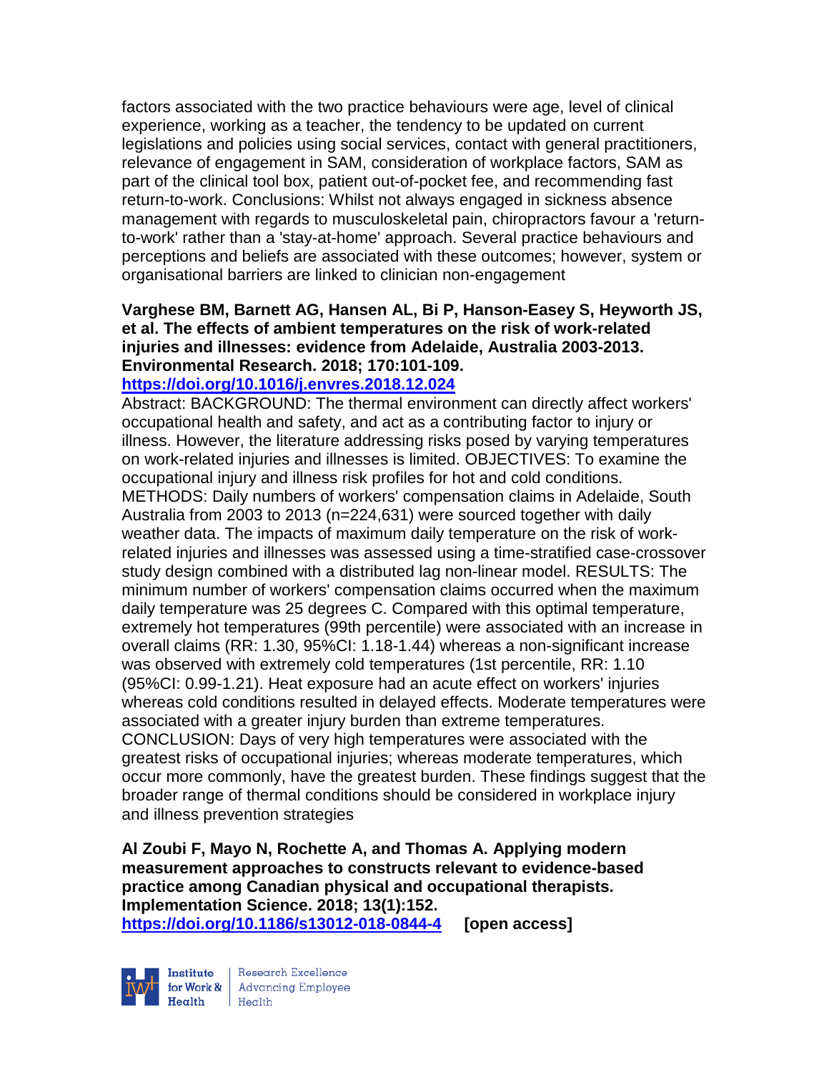factors associated with the two practice behaviours were age, level of clinical experience, working as a teacher, the tendency to be updated on current legislations and policies using social services, contact with general practitioners, relevance of engagement in SAM, consideration of workplace factors, SAM as part of the clinical tool box, patient out-of-pocket fee, and recommending fast return-to-work. Conclusions: Whilst not always engaged in sickness absence management with regards to musculoskeletal pain, chiropractors favour a 'return-to-work' rather than a 'stay-at-home' approach. Several practice behaviours and perceptions and beliefs are associated with these outcomes; however, system or organisational barriers are linked to clinician non-engagement

**Varghese BM, Barnett AG, Hansen AL, Bi P, Hanson-Easey S, Heyworth JS, et al. The effects of ambient temperatures on the risk of work-related injuries and illnesses: evidence from Adelaide, Australia 2003-2013. Environmental Research. 2018; 170:101-109.**
**https://doi.org/10.1016/j.envres.2018.12.024**

Abstract: BACKGROUND: The thermal environment can directly affect workers' occupational health and safety, and act as a contributing factor to injury or illness. However, the literature addressing risks posed by varying temperatures on work-related injuries and illnesses is limited. OBJECTIVES: To examine the occupational injury and illness risk profiles for hot and cold conditions. METHODS: Daily numbers of workers' compensation claims in Adelaide, South Australia from 2003 to 2013 (n=224,631) were sourced together with daily weather data. The impacts of maximum daily temperature on the risk of work-related injuries and illnesses was assessed using a time-stratified case-crossover study design combined with a distributed lag non-linear model. RESULTS: The minimum number of workers' compensation claims occurred when the maximum daily temperature was 25 degrees C. Compared with this optimal temperature, extremely hot temperatures (99th percentile) were associated with an increase in overall claims (RR: 1.30, 95%CI: 1.18-1.44) whereas a non-significant increase was observed with extremely cold temperatures (1st percentile, RR: 1.10 (95%CI: 0.99-1.21). Heat exposure had an acute effect on workers' injuries whereas cold conditions resulted in delayed effects. Moderate temperatures were associated with a greater injury burden than extreme temperatures. CONCLUSION: Days of very high temperatures were associated with the greatest risks of occupational injuries; whereas moderate temperatures, which occur more commonly, have the greatest burden. These findings suggest that the broader range of thermal conditions should be considered in workplace injury and illness prevention strategies

**Al Zoubi F, Mayo N, Rochette A, and Thomas A. Applying modern measurement approaches to constructs relevant to evidence-based practice among Canadian physical and occupational therapists. Implementation Science. 2018; 13(1):152.**
**https://doi.org/10.1186/s13012-018-0844-4** **[open access]**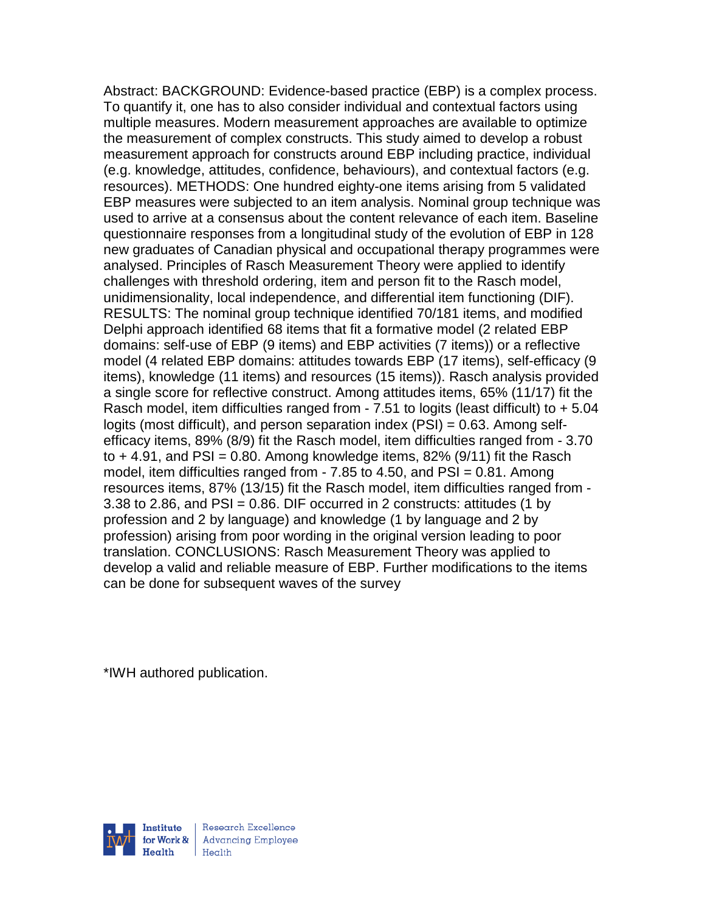Abstract: BACKGROUND: Evidence-based practice (EBP) is a complex process. To quantify it, one has to also consider individual and contextual factors using multiple measures. Modern measurement approaches are available to optimize the measurement of complex constructs. This study aimed to develop a robust measurement approach for constructs around EBP including practice, individual (e.g. knowledge, attitudes, confidence, behaviours), and contextual factors (e.g. resources). METHODS: One hundred eighty-one items arising from 5 validated EBP measures were subjected to an item analysis. Nominal group technique was used to arrive at a consensus about the content relevance of each item. Baseline questionnaire responses from a longitudinal study of the evolution of EBP in 128 new graduates of Canadian physical and occupational therapy programmes were analysed. Principles of Rasch Measurement Theory were applied to identify challenges with threshold ordering, item and person fit to the Rasch model, unidimensionality, local independence, and differential item functioning (DIF). RESULTS: The nominal group technique identified 70/181 items, and modified Delphi approach identified 68 items that fit a formative model (2 related EBP domains: self-use of EBP (9 items) and EBP activities (7 items)) or a reflective model (4 related EBP domains: attitudes towards EBP (17 items), self-efficacy (9 items), knowledge (11 items) and resources (15 items)). Rasch analysis provided a single score for reflective construct. Among attitudes items, 65% (11/17) fit the Rasch model, item difficulties ranged from - 7.51 to logits (least difficult) to + 5.04 logits (most difficult), and person separation index (PSI) = 0.63. Among self-efficacy items, 89% (8/9) fit the Rasch model, item difficulties ranged from - 3.70 to + 4.91, and PSI = 0.80. Among knowledge items, 82% (9/11) fit the Rasch model, item difficulties ranged from - 7.85 to 4.50, and PSI = 0.81. Among resources items, 87% (13/15) fit the Rasch model, item difficulties ranged from - 3.38 to 2.86, and PSI = 0.86. DIF occurred in 2 constructs: attitudes (1 by profession and 2 by language) and knowledge (1 by language and 2 by profession) arising from poor wording in the original version leading to poor translation. CONCLUSIONS: Rasch Measurement Theory was applied to develop a valid and reliable measure of EBP. Further modifications to the items can be done for subsequent waves of the survey

*IWH authored publication.